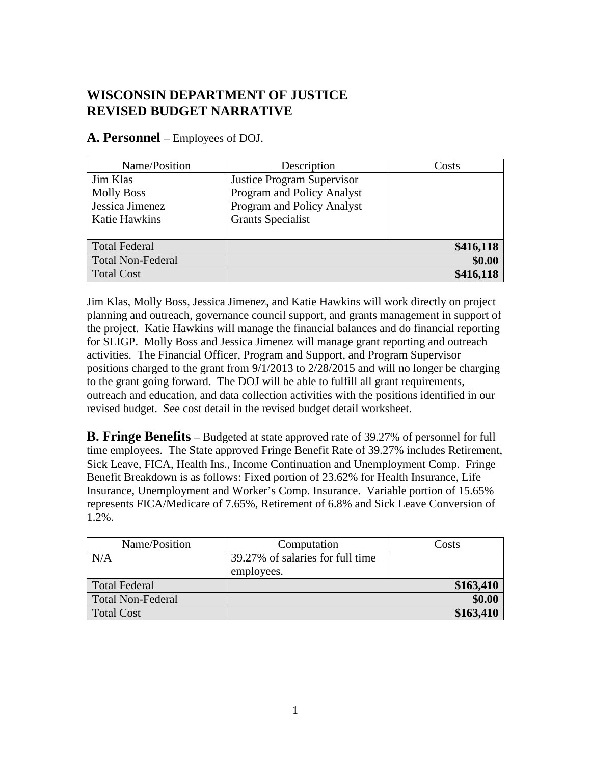# WISCONSIN DEPARTMENT OF JUSTICE
# REVISED BUDGET NARRATIVE

## A. Personnel – Employees of DOJ.

| Name/Position | Description | Costs |
|---|---|---|
| Jim Klas<br>Molly Boss<br>Jessica Jimenez<br>Katie Hawkins | Justice Program Supervisor<br>Program and Policy Analyst<br>Program and Policy Analyst<br>Grants Specialist | |
| Total Federal | | **$416,118** |
| Total Non-Federal | | **$0.00** |
| Total Cost | | **$416,118** |

Jim Klas, Molly Boss, Jessica Jimenez, and Katie Hawkins will work directly on project planning and outreach, governance council support, and grants management in support of the project. Katie Hawkins will manage the financial balances and do financial reporting for SLIGP. Molly Boss and Jessica Jimenez will manage grant reporting and outreach activities. The Financial Officer, Program and Support, and Program Supervisor positions charged to the grant from 9/1/2013 to 2/28/2015 and will no longer be charging to the grant going forward. The DOJ will be able to fulfill all grant requirements, outreach and education, and data collection activities with the positions identified in our revised budget. See cost detail in the revised budget detail worksheet.

**B. Fringe Benefits** – Budgeted at state approved rate of 39.27% of personnel for full time employees. The State approved Fringe Benefit Rate of 39.27% includes Retirement, Sick Leave, FICA, Health Ins., Income Continuation and Unemployment Comp. Fringe Benefit Breakdown is as follows: Fixed portion of 23.62% for Health Insurance, Life Insurance, Unemployment and Worker's Comp. Insurance. Variable portion of 15.65% represents FICA/Medicare of 7.65%, Retirement of 6.8% and Sick Leave Conversion of 1.2%.

| Name/Position | Computation | Costs |
|---|---|---|
| N/A | 39.27% of salaries for full time employees. | |
| Total Federal | | **$163,410** |
| Total Non-Federal | | **$0.00** |
| Total Cost | | **$163,410** |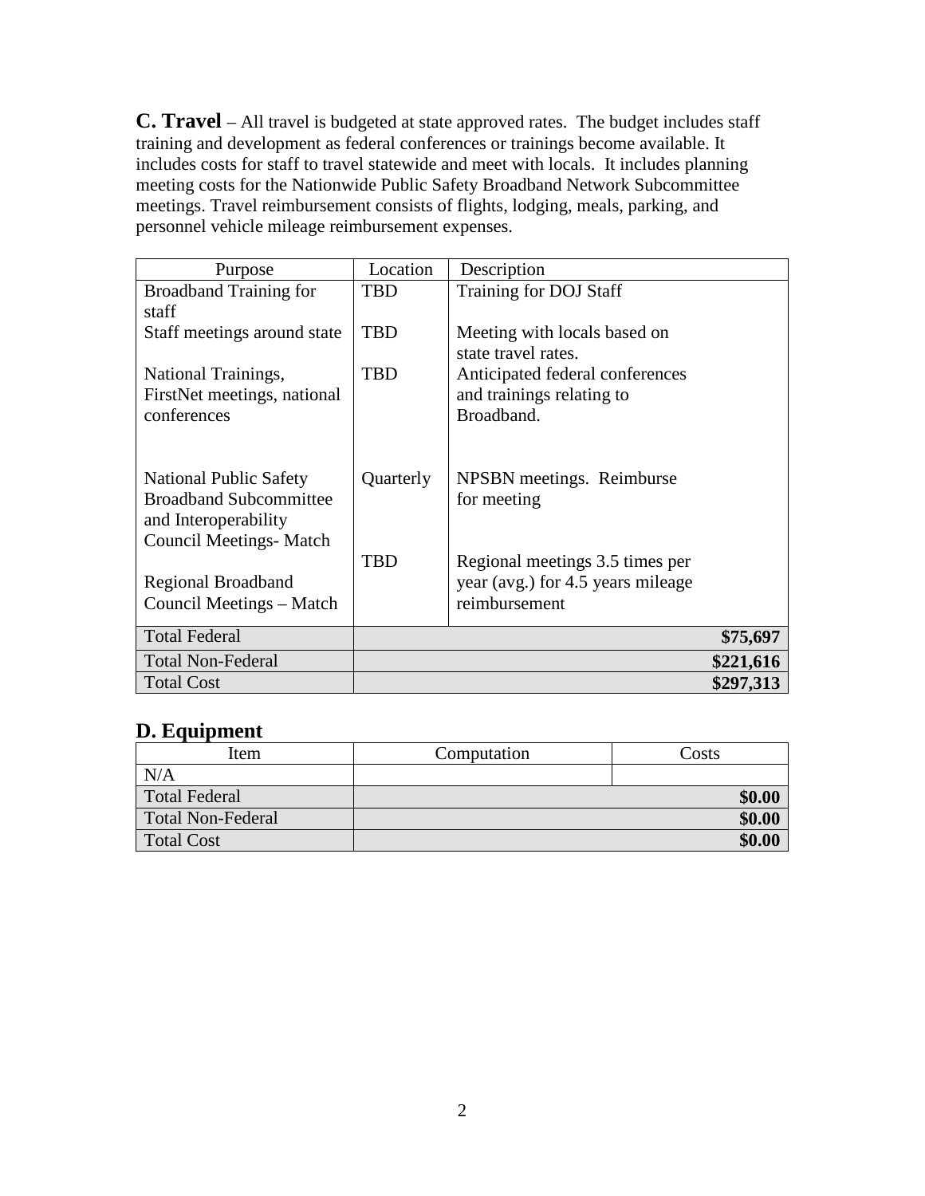**C. Travel** – All travel is budgeted at state approved rates. The budget includes staff training and development as federal conferences or trainings become available. It includes costs for staff to travel statewide and meet with locals. It includes planning meeting costs for the Nationwide Public Safety Broadband Network Subcommittee meetings. Travel reimbursement consists of flights, lodging, meals, parking, and personnel vehicle mileage reimbursement expenses.

| Purpose | Location | Description |
|---|---|---|
| Broadband Training for staff | TBD | Training for DOJ Staff |
| Staff meetings around state | TBD | Meeting with locals based on state travel rates. |
| National Trainings, FirstNet meetings, national conferences | TBD | Anticipated federal conferences and trainings relating to Broadband. |
| National Public Safety Broadband Subcommittee and Interoperability Council Meetings- Match | Quarterly | NPSBN meetings. Reimburse for meeting |
| Regional Broadband Council Meetings – Match | TBD | Regional meetings 3.5 times per year (avg.) for 4.5 years mileage reimbursement |
| Total Federal | | **$75,697** |
| Total Non-Federal | | **$221,616** |
| Total Cost | | **$297,313** |

## D. Equipment

| Item | Computation | Costs |
|---|---|---|
| N/A | | |
| Total Federal | | **$0.00** |
| Total Non-Federal | | **$0.00** |
| Total Cost | | **$0.00** |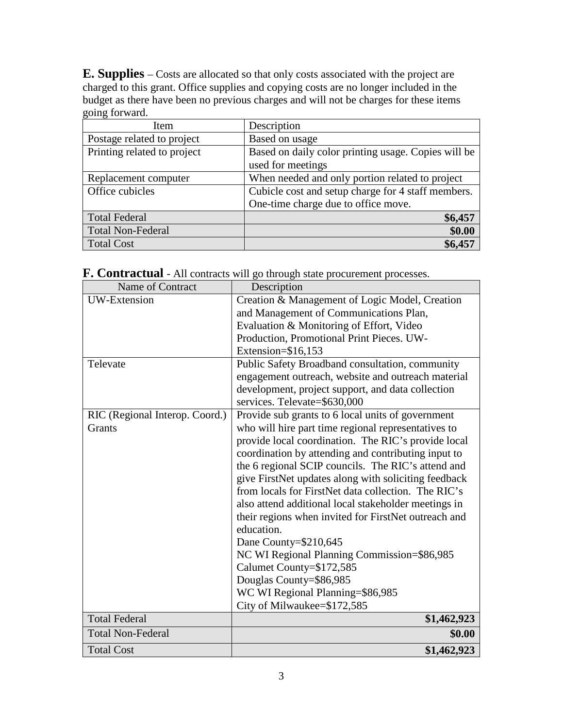**E. Supplies** – Costs are allocated so that only costs associated with the project are charged to this grant. Office supplies and copying costs are no longer included in the budget as there have been no previous charges and will not be charges for these items going forward.

| Item | Description |
|---|---|
| Postage related to project | Based on usage |
| Printing related to project | Based on daily color printing usage. Copies will be used for meetings |
| Replacement computer | When needed and only portion related to project |
| Office cubicles | Cubicle cost and setup charge for 4 staff members. One-time charge due to office move. |
| Total Federal | **$6,457** |
| Total Non-Federal | **$0.00** |
| Total Cost | **$6,457** |

**F. Contractual** - All contracts will go through state procurement processes.

| Name of Contract | Description |
|---|---|
| UW-Extension | Creation & Management of Logic Model, Creation and Management of Communications Plan, Evaluation & Monitoring of Effort, Video Production, Promotional Print Pieces. UW-Extension=$16,153 |
| Televate | Public Safety Broadband consultation, community engagement outreach, website and outreach material development, project support, and data collection services. Televate=$630,000 |
| RIC (Regional Interop. Coord.) Grants | Provide sub grants to 6 local units of government who will hire part time regional representatives to provide local coordination. The RIC's provide local coordination by attending and contributing input to the 6 regional SCIP councils. The RIC's attend and give FirstNet updates along with soliciting feedback from locals for FirstNet data collection. The RIC's also attend additional local stakeholder meetings in their regions when invited for FirstNet outreach and education.<br>Dane County=$210,645<br>NC WI Regional Planning Commission=$86,985<br>Calumet County=$172,585<br>Douglas County=$86,985<br>WC WI Regional Planning=$86,985<br>City of Milwaukee=$172,585 |
| Total Federal | **$1,462,923** |
| Total Non-Federal | **$0.00** |
| Total Cost | **$1,462,923** |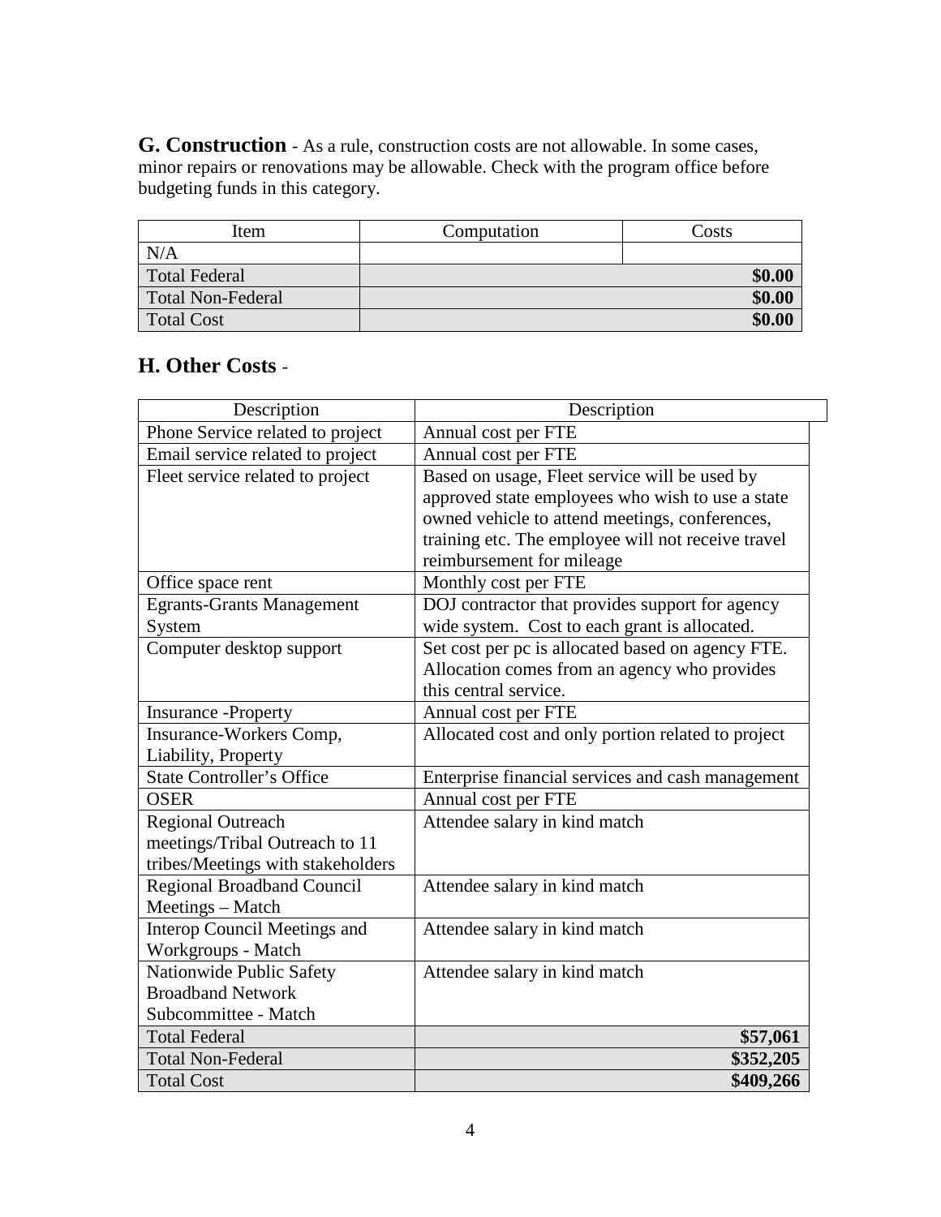**G. Construction** - As a rule, construction costs are not allowable. In some cases, minor repairs or renovations may be allowable. Check with the program office before budgeting funds in this category.

| Item | Computation | Costs |
|---|---|---|
| N/A | | |
| Total Federal | | **$0.00** |
| Total Non-Federal | | **$0.00** |
| Total Cost | | **$0.00** |

## H. Other Costs -

| Description | Description |
|---|---|
| Phone Service related to project | Annual cost per FTE |
| Email service related to project | Annual cost per FTE |
| Fleet service related to project | Based on usage, Fleet service will be used by approved state employees who wish to use a state owned vehicle to attend meetings, conferences, training etc. The employee will not receive travel reimbursement for mileage |
| Office space rent | Monthly cost per FTE |
| Egrants-Grants Management System | DOJ contractor that provides support for agency wide system. Cost to each grant is allocated. |
| Computer desktop support | Set cost per pc is allocated based on agency FTE. Allocation comes from an agency who provides this central service. |
| Insurance -Property | Annual cost per FTE |
| Insurance-Workers Comp, Liability, Property | Allocated cost and only portion related to project |
| State Controller's Office | Enterprise financial services and cash management |
| OSER | Annual cost per FTE |
| Regional Outreach meetings/Tribal Outreach to 11 tribes/Meetings with stakeholders | Attendee salary in kind match |
| Regional Broadband Council Meetings – Match | Attendee salary in kind match |
| Interop Council Meetings and Workgroups - Match | Attendee salary in kind match |
| Nationwide Public Safety Broadband Network Subcommittee - Match | Attendee salary in kind match |
| Total Federal | **$57,061** |
| Total Non-Federal | **$352,205** |
| Total Cost | **$409,266** |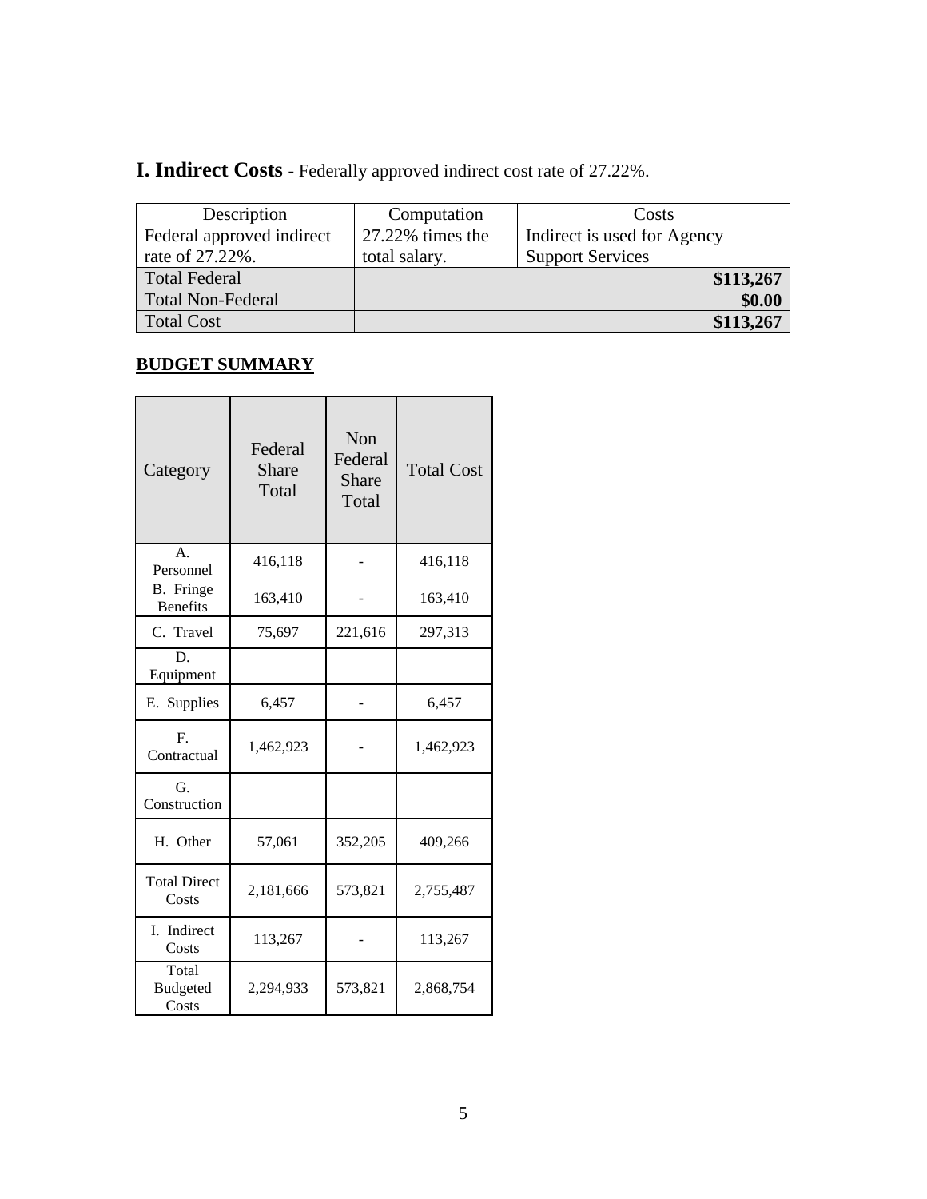**I. Indirect Costs** - Federally approved indirect cost rate of 27.22%.

| Description | Computation | Costs |
|---|---|---|
| Federal approved indirect rate of 27.22%. | 27.22% times the total salary. | Indirect is used for Agency Support Services |
| Total Federal | | **$113,267** |
| Total Non-Federal | | **$0.00** |
| Total Cost | | **$113,267** |

**BUDGET SUMMARY**

| Category | Federal Share Total | Non Federal Share Total | Total Cost |
|---|---|---|---|
| A. Personnel | 416,118 | - | 416,118 |
| B. Fringe Benefits | 163,410 | - | 163,410 |
| C. Travel | 75,697 | 221,616 | 297,313 |
| D. Equipment | | | |
| E. Supplies | 6,457 | - | 6,457 |
| F. Contractual | 1,462,923 | - | 1,462,923 |
| G. Construction | | | |
| H. Other | 57,061 | 352,205 | 409,266 |
| Total Direct Costs | 2,181,666 | 573,821 | 2,755,487 |
| I. Indirect Costs | 113,267 | - | 113,267 |
| Total Budgeted Costs | 2,294,933 | 573,821 | 2,868,754 |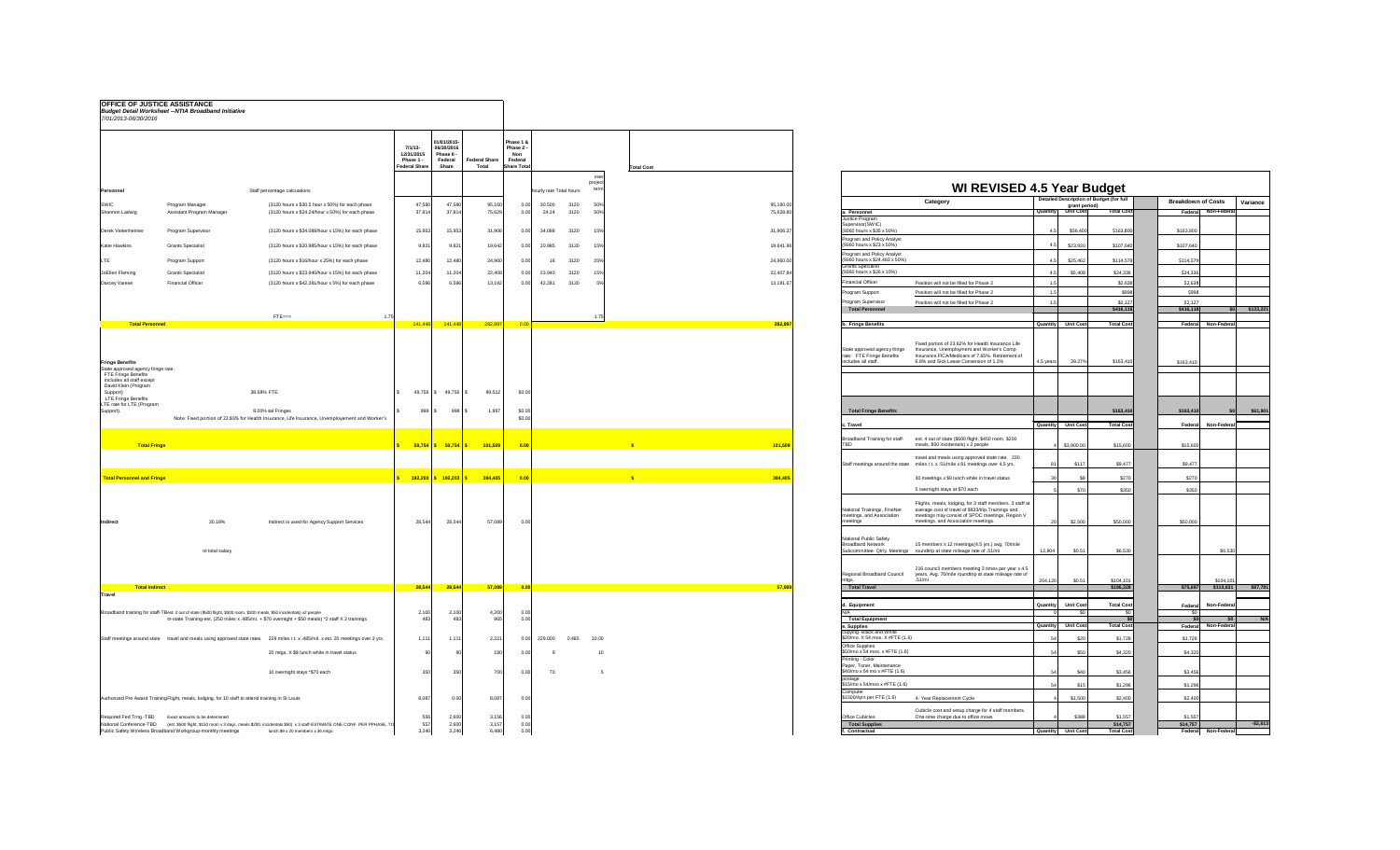**OFFICE OF JUSTICE ASSISTANCE**
*Budget Detail Worksheet --NTIA Broadband Initiative*
7/01/2013-06/30/2016

| | | | 7/1/13-12/31/2015 Phase 1 - Federal Share | 01/01/2015-06/30/2016 Phase II - Federal Share | Federal Share Total | Phase 1 & Phase 2 - Non Federal Share Total | hourly rate | Total hours | (see project term) | Total Cost |
|---|---|---|---|---|---|---|---|---|---|---|
| **Personnel** | | Staff percentage calcuations | | | | | | | | |
| SWIC | Program Manager | (3120 hours x $30.5 hour x 50%) for each phase | 47,580 | 47,580 | 95,160 | 0.00 | 30.500 | 3120 | 50% | 95,160.00 |
| Shannon Ladwig | Assistant Program Manager | (3120 hours x $24.24/hour x 50%) for each phase | 37,814 | 37,814 | 75,629 | 0.00 | 24.24 | 3120 | 50% | 75,628.80 |
| Derek Veitenheimer | Program Supervisor | (3120 hours x $34.088/hour x 15%) for each phase | 15,953 | 15,953 | 31,906 | 0.00 | 34.088 | 3120 | 15% | 31,906.37 |
| Katie Hawkins | Grants Specialist | (3120 hours x $20.985/hour x 15%) for each phase | 9,821 | 9,821 | 19,642 | 0.00 | 20.985 | 3120 | 15% | 19,641.96 |
| LTE | Program Support | (3120 hours x $16/hour x 25%) for each phase | 12,480 | 12,480 | 24,960 | 0.00 | 16 | 3120 | 25% | 24,960.00 |
| JoEllen Fleming | Grants Specialist | (3120 hours x $23.940/hour x 15%) for each phase | 11,204 | 11,204 | 22,408 | 0.00 | 23.940 | 3120 | 15% | 22,407.84 |
| Darcey Varese | Financial Officer | (3120 hours x $42.281/hour x 5%) for each phase | 6,596 | 6,596 | 13,192 | 0.00 | 42.281 | 3120 | 5% | 13,191.67 |
| | | FTE==> 1.75 | | | | | | | 1.75 | |
| **Total Personnel** | | | 141,448 | 141,448 | 282,897 | 0.00 | | | | 282,897 |
| **Fringe Benefits** State approved agency fringe rate: FTE Fringe Benefits includes all staff except David Klein (Program Support) | | 38.58% FTE | $ 49,756 | $ 49,756 | $ 99,512 | $0.00 | | | | |
| LTE Fringe Benefits LTE rate for LTE (Program Support). | | 8.00% tal Fringes | $ 998 | $ 998 | $ 1,997 | $0.00 | | | | |
| | | Note: Fixed portion of 22.83% for Health Insurance, Life Insurance, Unemployment and Worker's | | | | $0.00 | | | | |
| **Total Fringe** | | | $ 50,754 | $ 50,754 | $ 101,509 | 0.00 | | | | $ 101,509 |
| **Total Personnel and Fringe** | | | $ 192,203 | $ 192,203 | $ 384,405 | 0.00 | | | | $ 384,405 |
| Indirect | 20.18% | Indirect is used for Agency Support Services | 28,544 | 28,544 | 57,089 | 0.00 | | | | |
| | of total salary | | | | | | | | | |
| **Total Indirect** | | | 28,544 | 28,544 | 57,089 | 0.00 | | | | 57,089 |
| **Travel** | | | | | | | | | | |
| Broadband training for staff-TBD | est. 2 out of state ($600 flight, $300 room, $200 meals, $50 incidentals) x2 people | | 2,100 | 2,100 | 4,200 | 0.00 | | | | |
| | In-state Training-est. (250 miles x .485/mi. + $70 overnight + $50 meals) *2 staff X 2 trainings | | 483 | 483 | 965 | 0.00 | | | | |
| Staff meetings around state | travel and meals using approved state rates | 229 miles r.t. x .485/mil. x est. 20 meetings over 3 yrs. | 1,111 | 1,111 | 2,221 | 0.00 | 229.000 | 0.485 | 10.00 | |
| | | 20 mtgs. X $9 lunch while in travel status | 90 | 90 | 180 | 0.00 | 9 | | 10 | |
| | | 10 overnight stays *$70 each | 350 | 350 | 700 | 0.00 | 70 | | 5 | |
| Authorized Pre Award Training | Flight, meals, lodging, for 10 staff to attend training in St Louis | | 8,087 | 0.00 | 8,087 | 0.00 | | | | |
| Required Fed Trng.-TBD | Exact amounts to be determined | | 556 | 2,600 | 3,156 | 0.00 | | | | |
| National Conference-TBD | (est. $600 flight, $150 room x 3 days, meals $200, incidentals $50) x 3 staff ESTIMATE ONE CONF. PER PPHASE, TO | | 557 | 2,600 | 3,157 | 0.00 | | | | |
| Public Safety Wireless Broadband Workgroup-monthly meetings | lunch $9 x 20 members x 36 mtgs. | | 3,240 | 3,240 | 6,480 | 0.00 | | | | |

## WI REVISED 4.5 Year Budget

| Category | | Quantity | Unit Cost | Total Cost | Federal | Non-Federal | Variance |
|---|---|---|---|---|---|---|---|
| | | Detailed Description of Budget (for full grant period) | | | Breakdown of Costs | | |
| **a. Personnel** | | Quantity | Unit Cost | Total Cost | Federal | Non-Federal | |
| Justice Program Supervisor(SWIC) (9360 hours x $35 x 50%) | | 4.5 | $36,400 | $163,800 | $163,800 | | |
| Program and Policy Analyst (9360 hours x $23 x 50%) | | 4.5 | $23,920 | $107,640 | $107,640 | | |
| Program and Policy Analyst (9360 hours x $24.492 x 50%) | | 4.5 | $25,462 | $114,579 | $114,579 | | |
| Grants Specialist (9360 hours x $26 x 10%) | | 4.5 | $5,408 | $24,336 | $24,336 | | |
| Financial Officer | Position will not be filled for Phase 2 | 1.5 | | $2,638 | $2,638 | | |
| Program Support | Position will not be filled for Phase 2 | 1.5 | | $998 | $998 | | |
| Program Supervisor | Position will not be filled for Phase 2 | 1.5 | | $2,127 | $2,127 | | |
| **Total Personnel** | | | | $416,118 | $416,118 | $0 | $133,221 |
| **b. Fringe Benefits** | | Quantity | Unit Cost | Total Cost | Federal | Non-Federal | |
| State approved agency fringe rate: FTE Fringe Benefits includes all staff. | Fixed portion of 23.62% for Health Insurance Life Insurance, Unemployment and Worker's Comp Insurance FICA/Medicare of 7.65%, Retirement of 6.8% and Sick Leave Conversion of 1.2% | 4.5 years | 39.27% | $163,410 | $163,410 | | |
| **Total Fringe Benefits** | | | | $163,410 | $163,410 | $0 | $61,901 |
| **c. Travel** | | Quantity | Unit Cost | Total Cost | Federal | Non-Federal | |
| Broadband Training for staff-TBD | est. 4 out of state ($600 flight, $450 room, $200 meals, $50 incidentals) x 3 people | 4 | $3,900.00 | $15,600 | $15,600 | | |
| Staff meetings around the state | travel and meals using approved state rate 230 miles r.t. x .51/mile x 81 meetings over 4.5 yrs. | 81 | $117 | $9,477 | $9,477 | | |
| | 30 meetings x $9 lunch while in travel status | 30 | $9 | $270 | $270 | | |
| | 5 overnight stays at $70 each | 5 | $70 | $350 | $350 | | |
| National Trainings, FirstNet meetings, and Association meetings | Flights, meals, lodging, for 3 staff members. 3 staff at average cost of travel of $833/trip.Trainings and meetings may consist of SPOC meetings, Region V meetings, and Association meetings. | 20 | $2,500 | $50,000 | $50,000 | | |
| National Public Safety Broadband Network Subcommittee- Qtrly. Meetings | 15 members x 12 meetings(4.5 yrs.) avg. 70/mile roundtrip at state mileage rate of .51/mi | 12,804 | $0.51 | $6,530 | | $6,530 | |
| Regional Broadband Council mtgs. | 216 council members meeting 3 times per year x 4.5 years. Avg. 70/mile roundtrip at state mileage rate of .51/mi | 204,120 | $0.51 | $104,101 | | $104,101 | |
| **Total Travel** | | | | $186,328 | $75,697 | $110,631 | $87,781 |
| **d. Equipment** | | Quantity | Unit Cost | Total Cost | Federal | Non-Federal | |
| N/A | | 0 | $0 | $0 | $0 | | |
| **Total Equipment** | | | | $0 | $0 | $0 | N/A |
| **e. Supplies** | | Quantity | Unit Cost | Total Cost | Federal | Non-Federal | |
| Copying- Black and White $20/mo. X 54 mos. X #FTE (1.6) | | 54 | $20 | $1,728 | $1,728 | | |
| Office Supplies $50/mo x 54 mos. x #FTE (1.6) | | 54 | $50 | $4,320 | $4,320 | | |
| Printing - Color Paper, Toner, Maintenance $40/mo x 54 mo x #FTE (1.6) | | 54 | $40 | $3,456 | $3,456 | | |
| postage $15/mo x 54/mos x #FTE (1.6) | | 54 | $15 | $1,296 | $1,296 | | |
| Computer $1500/4yrs per FTE (1.6) | 4- Year Replacement Cycle | 4 | $1,500 | $2,400 | $2,400 | | |
| Office Cubicles | Cubicle cost and setup charge for 4 staff members. One-time charge due to office move. | 4 | $389 | $1,557 | $1,557 | | |
| **Total Supplies** | | | | $14,757 | $14,757 | | -$2,613 |
| **f. Contractual** | | Quantity | Unit Cost | Total Cost | Federal | Non-Federal | |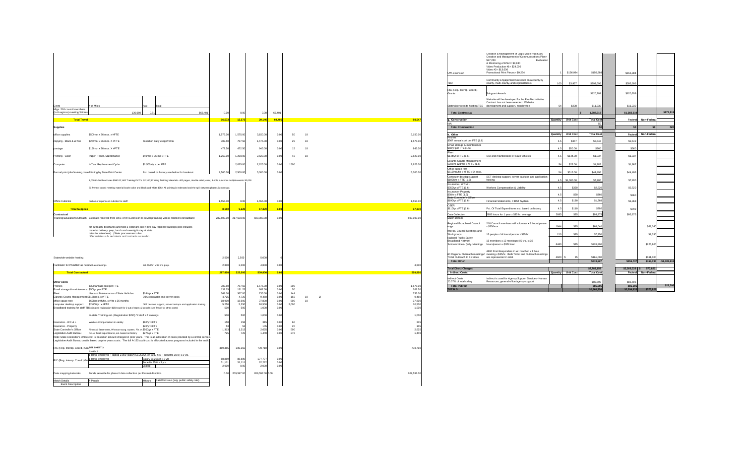| Event | # of Miles | Rate | Total | | | | | | | | |
|---|---|---|---|---|---|---|---|---|---|---|---|
| Mtgs. 216 council members (in 6 regions) meeting 3 times | 136,080 | 0.51 | $69,401 | 0.00 | 0.00 | 0.00 | 69,401 | | | | |
| **Total Travel** | | | | **16,573** | **12,573** | **29,146** | **69,401** | | | | **98,547** |
| **Supplies** | | | | | | | | | | | |
| office supplies | $50/mo. x 36 mos. x #FTE | | | 1,575.00 | 1,575.00 | 3,150.00 | 0.00 | 50 | 18 | | 3,150.00 |
| copying - Black & White | $25/mo. x 36 mos. x #FTE | based on daily usage/rental | | 787.50 | 787.50 | 1,575.00 | 0.00 | 25 | 18 | | 1,575.00 |
| postage | $15/mo. x 36 mos. x #FTE | | | 472.50 | 472.50 | 945.00 | 0.00 | 15 | 18 | | 945.00 |
| Printing - Color | Paper, Toner, Maintenance | $40/mo x 36 mo x FTE | | 1,260.00 | 1,260.00 | 2,520.00 | 0.00 | 40 | 18 | | 2,520.00 |
| Computer | 4-Year Replacement Cycle | $1,500/4yrs per FTE | | | 2,625.00 | 2,625.00 | 0.00 | 1500 | | | 2,625.00 |
| Format print jobs/training materials | Printing by State Print Center | Est. based on history see below for breakout. | | 2,500.00 | 2,500.00 | 5,000.00 | 0.00 | | | | 5,000.00 |
| | 1,000 tri-fold brochures $680.00; 600 Training DVD's $2,100; Printing Training Materials ~300 pages, double sided, color, 3-hole punch for multiple events $2,028 | | | | | | | | | | |
| | 33 Perfect bound meeting material books-color and black and white $282; All printing is estimated and the split between phases is not exact | | | | | | | | | | |
| Office Cubicles | portion of expense of cubicles for staff | | | 1,555.00 | 0.00 | 1,555.00 | 0.00 | | | | 1,555.00 |
| **Total Supplies** | | | | **8,150** | **9,220** | **17,370** | **0.00** | | | | **17,370** |
| **Contractual** | | | | | | | | | | | |
| Training/Education/Outreach | Estimate received from Univ. of WI Extension to develop training videos related to broadband | | | 282,500.00 | 217,500.00 | 500,000.00 | 0.00 | | | | 500,000.00 |
| | for outreach, brochures and host 3 webinars and 4 two-day regional trainings(cost includes material delivery, prep, lunch and overnight stay at state rates for attendees). (State procurement rules differentiates sub-recipients and contracts as to who | | | | | | | | | | |
| Statewide website hosting | | | | 2,500 | 2,500 | 5,000 | 0 | | | | |
| Facilitator for PSWBW as needed | for state meetings | Est. $50/hr. x 96 hrs. prep. | | 2,800 | 2,000 | 4,800 | 0.00 | | | | 4,800 |
| **Total Contractual** | | | | **287,800** | **222,000** | **509,800** | **0.00** | | | | **509,800** |
| **Other costs** | | | | | | | | | | | |
| Phones | $300 annual cost per FTE | | | 787.50 | 787.50 | 1,575.00 | 0.00 | 300 | | | 1,575.00 |
| Email storage & maintenance | $50/yr. per FTE | | | 131.25 | 131.25 | 262.50 | 0.00 | 50 | | | 262.50 |
| Fleet | Use and Maintenance of State Vehicles | $144/yr x FTE | | 368.00 | 367.00 | 735.00 | 0.00 | 144 | | | 735.00 |
| Egrants-Grants Management System | $150/mo. x #FTE | OJA contractor and server costs | | 4,725 | 4,725 | 9,450 | 0.00 | 150 | 18 | 2 | 9,450 |
| office space rent | $600/month/fte. x # fte x 36 months | | | 18,900 | 18,900 | 37,800 | 0.00 | 600 | 18 | | 37,800 |
| computer desktop support | $2,000/yr. x #FTE | DET desktop support, server backups and application hosting | | 5,250 | 5,250 | 10,500 | 0.00 | 2,000 | | | 10,500 |
| Broadband training for staff-TBD | Estimated registration $250 each for 2 out of state x 2 people (see Travel for other costs) | | | 500 | 500 | 1,000 | 0.00 | | | | 1,000 |
| | In-state Training-est. (Registration $250) *2 staff x 2 trainings | | | 500 | 500 | 1,000 | 0.00 | | | | 1,000 |
| Insurance - WC & L | Workers Compensation & Liability | $60/yr x FTE | | 158 | 158 | 315 | 0.00 | 60 | | | 315 |
| Insurance - Property | | $20/yr x FTE | | 53 | 53 | 105 | 0.00 | 20 | | | 105 |
| State Controller's Office | Financial Statements, Wisman-acctg. system, Fin. sv. | $500/yr x FTE | | 1,313 | 1,313 | 2,625 | 0.00 | 500 | | | 2,625 |
| Legislative Audit Bureau | Pct. of Total Expenditures est. based on history | $276/yr x FTE | | 725 | 725 | 1,449 | 0.00 | 276 | | | 1,449 |
| Note: State Controller's Office cost is based on amount charged in prior years. This is an allocation of costs provided by a central service. Legislative Audit Bureau cost is based on prior years costs. The full A-133 audit cost is allocated across programs included in the audit. | | | | | | | | | | | |
| RIC (Reg. Interop. Coord.) Grants | SEE SHEET 3: subgrants | | | 389,355 | 389,355 | 778,710 | 0.00 | | | | 778,710 |
| | 1 temp. employee +laptop 2,000 (salary 59,258/yr. @ 2080 hrs. + benefits 35%) x 3 yrs. | | | | | | | | | | |
| RIC (Reg. Interop. Coord.) Grants | 1 temp. employee | Salary 59,258/yr x 3 yrs | | 88,889 | 88,889 | 177,777 | 0.00 | | | | |
| | | Benefits 35% x 3 yrs | | 31,111 | 31,111 | 62,222 | 0.00 | | | | |
| | | Laptop | | 2,000 | 0.00 | 2,000 | 0.00 | | | | |
| Data mapping/networks | Funds setaside for phase II data collection per Firstnet direction | | | 0.00 | 209,597.00 | 209,597.00 | 0.00 | | | | 209,597.00 |
| Match Details | # People | #Hours | Rate/Per Hour (avg. public safety rate) | | | | | | | | |
| Event Description | | | | | | | | | | | |

| | Description | Quantity | Unit Cost | Total Cost | Federal | Non-Federal | |
|---|---|---|---|---|---|---|---|
| UW-Extension | Creation & Management of Logic Model =$64,600 Creation and Management of Communications Plan= $47,250 Evaluation & Monitoring of Effort= $8,880 Video Production #1= $24,000 Video #2= $13,000 Promotional Print Pieces= $9,254 | 1 | $156,984 | $156,984 | $156,984 | | |
| TBD | Community Engagement Outreach on a county by county, multi-county, and regional basis. | 100 | $3,927 | $392,696 | $392,696 | | |
| RIC (Reg. Interop. Coord.) Grants | Subgrant Awards | | | $820,709 | $820,709 | | |
| Statewide website hosting/TBD | Website will be developed for the FirstNet initiative. Contract has not been awarded. Website development and support, monthly fee | 54 | $208 | $11,230 | $11,230 | | |
| **Total Contractual** | | | | $ 1,382,619 | $1,382,619 | | $872,819 |
| **g. Construction** | | **Quantity** | **Unit Cost** | **Total Cost** | **Federal** | **Non-Federal** | |
| N/A | | | | $0 | | | |
| **Total Construction** | | | | **$0** | **$0** | **$0** | **N/A** |
| **h. Other** | | **Quantity** | **Unit Cost** | **Total Cost** | **Federal** | **Non-Federal** | |
| Phones $367 annual cost per FTE (1.6) | | 4.5 | $367 | $2,642 | $2,642 | | |
| Email storage & maintenance $50/yr per FTE (1.6) | | 4.5 | $50.00 | $360 | $360 | | |
| Fleet $144/yr x FTE (1.6) | Use and maintenance of State vehicles | 4.5 | $144.00 | $1,037 | $1,037 | | |
| Egrants-Grants Management System $23/mo x #FTE (1.6) | | 54 | $23.00 | $1,987 | $1,987 | | |
| Office space rent $515/mo/fte x #FTE x 54 mos. | | 54 | $515.00 | $44,496 | $44,496 | | |
| Computer desktop support $1000/yr x FTE (1.6) | DET desktop support, server backups and application hosting | 4.5 | $1,000.00 | $7,200 | $7,200 | | |
| Insurance - WC & L $350/yr x FTE (1.6) | Workers Compensation & Liability | 4.5 | $350 | $2,520 | $2,520 | | |
| Insurance- Property $50/yr x FTE (1.6) | | 4.5 | $50 | $360 | $360 | | |
| State Controller's Office $190/yr x FTE (1.6) | Financial Statements, FIRST System | 4.5 | $190 | $1,368 | $1,368 | | |
| OSER $110/yr x FTE (1.6) | Pct. Of Total Expenditures est. based on history | 4.5 | $110 | $792 | $792 | | |
| Data Collection | 2685 hours for 1 year x $35 hr. average | 2685 | $35 | $93,975 | $93,975 | | |
| Match Details | | | | | | | |
| Regional Broadband Council mtgs. | 216 Council members will volunteer x 9 hours/person x $35/hour | 1944 | $35 | $68,040 | | $68,040 | |
| Interop. Council Meetings and Workgroups | 15 people x 14 hours/person x $35/hr. | 210 | $35 | $7,350 | | $7,350 | |
| National Public Safety Broadband Network Subcommittee- Qtrly. Meetings | 15 members x 12 meetings(4.5 yrs.) x 36 hours/person x $35/ hour | 6480 | $35 | $226,800 | | $226,800 | |
| 60 Regional Outreach meetings/ Tribal Outreach to 11 tribes | 4600 First Responders in WI reached x 1 hour meeting x $35/hr. Both Tribal and Outreach meetings are represented in total. | 4600 | $ 35 | $161,000 | | $161,000 | |
| **Total Other** | | | | **$619,927** | **$156,737** | **$463,190** | **-$1,181,615** |
| **Total Direct Charges** | | | | **$2,703,159** | **$2,209,228** | **$ 573,831** | |
| **i. Indirect Costs** | | **Quantity** | **Unit Cost** | **Total Cost** | **Federal** | **Non-Federal** | |
| Indirect Costs 20.57% of total salary | Indirect is used for Agency Support Services- Human Resources, general office/agency support | | | $85,595 | $85,595 | | |
| **Total Indirect** | | | | **$85,595** | **$85,595** | | **$29,590** |
| **TOTALS** | | | | **$2,868,754** | **$2,294,823** | **$573,831** | |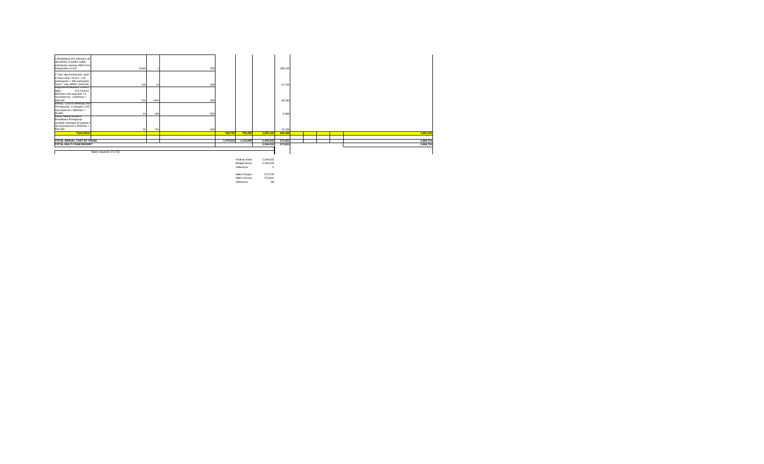| | | | | | | | | | | | | |
|---|---|---|---|---|---|---|---|---|---|---|---|---|
| 3 Broadband 101 webinars all disciplines of public safety individuals viewing. 9660 First Responders in WI | 9,660 | 1 | $35 | | | | 338,100 | | | | | |
| 4 Two-day bootcamps, each 8 hours total =16 hrs. x 30 participants = 480 participant hours * avg. $35/hr. estimate | 120 | 16 | $35 | | | | 67,200 | | | | | |
| Regional Broadband Council Mtgs.- 216 Council Members will volunteer x 9 hours/person x $35/hour = $68,040. | 216 | 1944 | $35 | | | | 68,040 | | | | | |
| Interop. Council Meetings and Workgroups: 14 people x (12) hours/person x $35/hour = $5,880. | 14 | 168 | $35 | | | | 5,880 | | | | | |
| Public Safety Wireless Broadband Workgroup-monthly meetings-20 people x 36 hours/person x $35/hour = $25,200. | 20 | 720 | $35 | | | | 25,200 | | | | | |
| **Total Other** | | | | 544,763 | 752,359 | 1,297,122 | 504,420 | | | | | 1,801,542 |
| | | | | | | | | | | | | |
| **TOTAL ANNUAL COST BY PHASE** | | | | 1,078,033 | 1,216,899 | 2,294,933 | 573,821 | | | | | 2,868,754 |
| **TOTAL MULTI-YEAR BUDGET** | | | | | | 2,294,933 | 573,821 | | | | | 2,868,754 |

Match required: 573,733

| | |
|---|---|
| Federal Awar | 2,294,933 |
| Budget Amou | 2,294,933 |
| Difference | 0 |
| | |
| Match Requir | 573,733 |
| Match Amoun | 573,821 |
| Difference | -88 |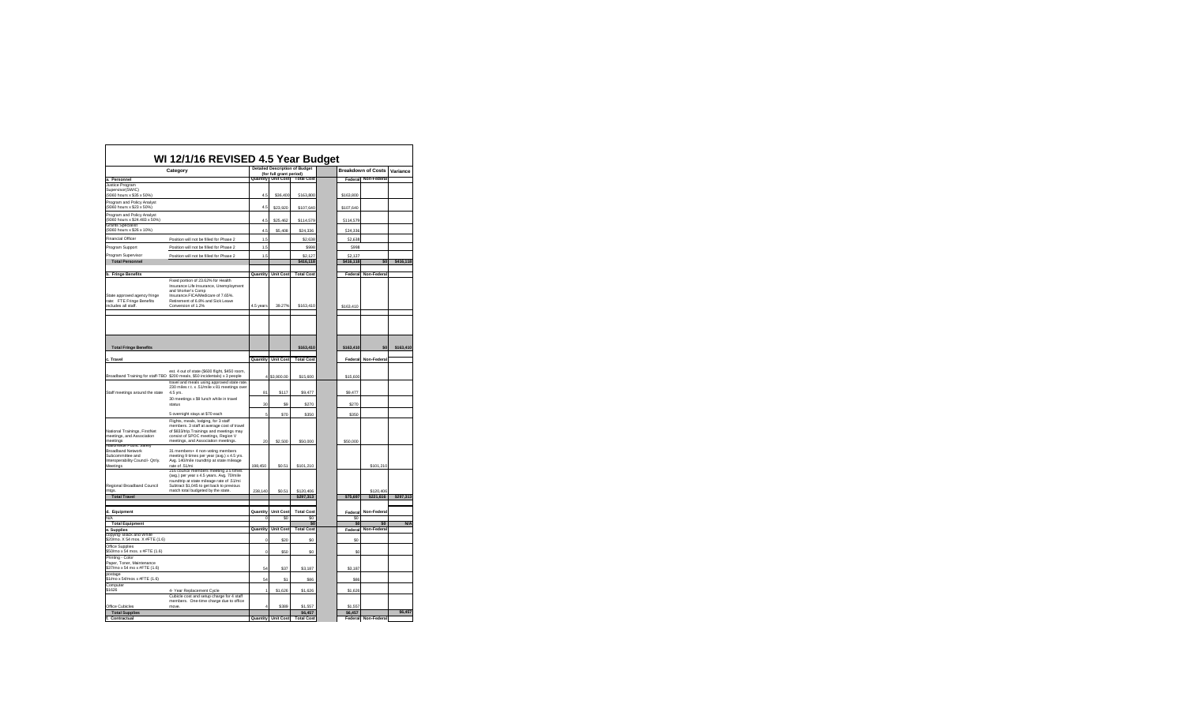# WI 12/1/16 REVISED 4.5 Year Budget

| Category | | Detailed Description of Budget (for full grant period) | | | | Breakdown of Costs | | Variance |
|---|---|---|---|---|---|---|---|---|
| **a. Personnel** | | Quantity | Unit Cost | Total Cost | | Federal | Non-Federal | |
| Justice Program Supervisor(SWIC) (9360 hours x $35 x 50%) | | 4.5 | $36,400 | $163,800 | | $163,800 | | |
| Program and Policy Analyst (9360 hours x $23 x 50%) | | 4.5 | $23,920 | $107,640 | | $107,640 | | |
| Program and Policy Analyst (9360 hours x $24.483 x 50%) | | 4.5 | $25,462 | $114,579 | | $114,579 | | |
| Grants Specialist (9360 hours x $26 x 10%) | | 4.5 | $5,408 | $24,336 | | $24,336 | | |
| Financial Officer | Position will not be filled for Phase 2 | 1.5 | | $2,638 | | $2,638 | | |
| Program Support | Position will not be filled for Phase 2 | 1.5 | | $998 | | $998 | | |
| Program Supervisor | Position will not be filled for Phase 2 | 1.5 | | $2,127 | | $2,127 | | |
| **Total Personnel** | | | | **$416,118** | | **$416,118** | **$0** | **$416,118** |
| | | | | | | | | |
| **b. Fringe Benefits** | | Quantity | Unit Cost | Total Cost | | Federal | Non-Federal | |
| State approved agency fringe rate: FTE Fringe Benefits includes all staff | Fixed portion of 23.62% for Health Insurance Life Insurance, Unemployment and Worker's Comp Insurance.FICA/Medicare of 7.65%. Retirement of 6.8% and Sick Leave Conversion of 1.2% | 4.5 years | 39.27% | $163,410 | | $163,410 | | |
| **Total Fringe Benefits** | | | | **$163,410** | | **$163,410** | **$0** | **$163,410** |
| | | | | | | | | |
| **c. Travel** | | Quantity | Unit Cost | Total Cost | | Federal | Non-Federal | |
| Broadband Training for staff-TBD | est. 4 out of state ($600 flight, $450 room, $200 meals, $50 incidentals) x 3 people | 4 | $3,900.00 | $15,600 | | $15,600 | | |
| Staff meetings around the state | travel and meals using approved state rate. 230 miles r.t. x .51/mile x 81 meetings over 4.5 yrs. | 81 | $117 | $9,477 | | $9,477 | | |
| | 30 meetings x $9 lunch while in travel status | 30 | $9 | $270 | | $270 | | |
| | 5 overnight stays at $70 each | 5 | $70 | $350 | | $350 | | |
| National Trainings, FirstNet meetings, and Association meetings | Flights, meals, lodging, for 3 staff members. 3 staff at average cost of travel of $833/trip.Trainings and meetings may consist of SPOC meetings, Region V meetings, and Association meetings. | 20 | $2,500 | $50,000 | | $50,000 | | |
| Statewide Public Safety Broadband Network Subcommittee and Interoperability Council- Qtrly. Meetings | 31 members+ 4 non-voting members meeting 9 times per year (avg.) x 4.5 yrs. Avg. 140/mile roundtrip at state mileage rate of .51/mi | 198,450 | $0.51 | $101,210 | | | $101,210 | |
| Regional Broadband Council mtgs. | 210 council members meeting 3.5 times (avg.) per year x 4.5 years. Avg. 70/mile roundtrip at state mileage rate of .51/mi Subtract $1,045 to get back to previous match total budgeted by the state. | 238,140 | $0.51 | $120,406 | | | $120,406 | |
| **Total Travel** | | | | **$297,313** | | **$75,697** | **$221,616** | **$297,313** |
| | | | | | | | | |
| **d. Equipment** | | Quantity | Unit Cost | Total Cost | | Federal | Non-Federal | |
| N/A | | 0 | $0 | $0 | | $0 | | |
| **Total Equipment** | | | | **$0** | | **$0** | **$0** | **N/A** |
| **e. Supplies** | | Quantity | Unit Cost | Total Cost | | Federal | Non-Federal | |
| Copying- Black and White $20/mo. X 54 mos. X #FTE (1.6) | | 0 | $20 | $0 | | $0 | | |
| Office Supplies $50/mo x 54 mos. x #FTE (1.6) | | 0 | $50 | $0 | | $0 | | |
| Printing - Color Paper, Toner, Maintenance $37/mo x 54 mo x #FTE (1.6) | | 54 | $37 | $3,187 | | $3,187 | | |
| postage $1/mo x 54/mos x #FTE (1.6) | | 54 | $1 | $86 | | $86 | | |
| Computer $1626 | 4- Year Replacement Cycle | 1 | $1,626 | $1,626 | | $1,626 | | |
| Office Cubicles | Cubicle cost and setup charge for 4 staff members. One-time charge due to office move. | 4 | $389 | $1,557 | | $1,557 | | |
| **Total Supplies** | | | | **$6,457** | | **$6,457** | | **$6,457** |
| **f. Contractual** | | Quantity | Unit Cost | Total Cost | | Federal | Non-Federal | |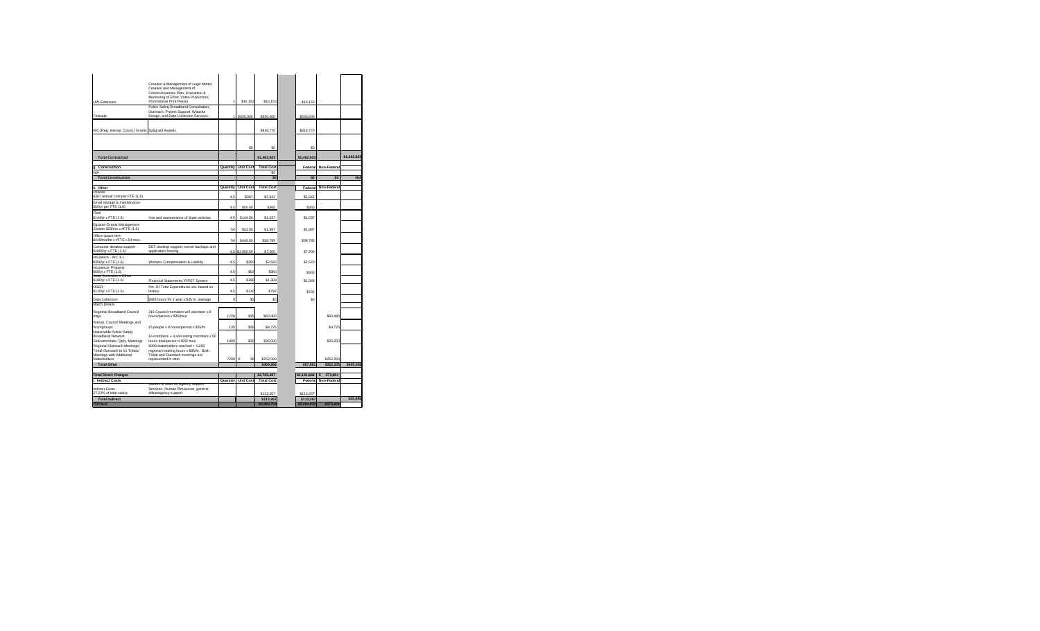| | | | | | | | | |
|---|---|---|---|---|---|---|---|---|
| UW-Extension | Creation & Management of Logic Model, Creation and Management of Communications Plan, Evaluation & Monitoring of Effort, Video Production, Promotional Print Pieces | 1 | $16,153 | $16,153 | | $16,153 | | |
| Televate | Public Safety Broadband Consultation, Outreach, Project Support, Website Design, and Data Collection Services. | 1 | $630,000 | $630,000 | | $630,000 | | |
| RIC (Reg. Interop. Coord.) Grants | Subgrant Awards | | | $816,770 | | $816,770 | | |
| | | | $0 | $0 | | $0 | | |
| **Total Contractual** | | | | $1,462,923 | | $1,462,923 | | $1,462,923 |
| **g. Construction** | | Quantity | Unit Cost | Total Cost | | Federal | Non-Federal | |
| N/A | | | | $0 | | | | |
| **Total Construction** | | | | $0 | | $0 | $0 | N/A |
| **h. Other** | | Quantity | Unit Cost | Total Cost | | Federal | Non-Federal | |
| Phones $367 annual cost per FTE (1.6) | | 4.5 | $367 | $2,642 | | $2,642 | | |
| Email storage & maintenance $50/yr per FTE (1.6) | | 4.5 | $50.00 | $360 | | $360 | | |
| Fleet $144/yr x FTE (1.6) | Use and maintenance of State vehicles | 4.5 | $144.00 | $1,037 | | $1,037 | | |
| Egrants-Grants Management System $23/mo x #FTE (1.6) | | 54 | $23.00 | $1,987 | | $1,987 | | |
| Office space rent $449/mo/fte x #FTE x 54 mos. | | 54 | $449.00 | $38,795 | | $38,795 | | |
| Computer desktop support $1000/yr x FTE (1.6) | DET desktop support, server backups and application hosting | 4.5 | $1,000.00 | $7,200 | | $7,200 | | |
| Insurance - WC & L $350/yr x FTE (1.6) | Workers' Compensation & Liability | 4.5 | $350 | $2,520 | | $2,520 | | |
| Insurance- Property $50/yr x FTE (1.6) | | 4.5 | $50 | $360 | | $360 | | |
| State Controller's Office $190/yr x FTE (1.6) | Financial Statements, FIRST System | 4.5 | $190 | $1,368 | | $1,368 | | |
| OSER $110/yr x FTE (1.6) | Pct. Of Total Expenditures est. based on history | 4.5 | $110 | $792 | | $792 | | |
| Data Collection | 2085 hours for 1 year x $35 hr. average | 0 | $0 | $0 | | $0 | | |
| Match Details | | | | | | | | |
| Regional Broadband Council mtgs. | 216 Council members will volunteer x 8 hours/person x $35/hour | 1728 | $35 | $60,480 | | | $60,480 | |
| Interop. Council Meetings and Workgroups | 15 people x 9 hours/person x $35/hr. | 135 | $35 | $4,725 | | | $4,725 | |
| Nationwide Public Safety Broadband Network Subcommittee- Qtrly. Meetings | 16 members + 4 non-voting members x 50 hours total/person x $35/ hour | 1000 | $35 | $35,000 | | | $35,000 | |
| Regional Outreach Meetings/ Tribal Outreach to 11 Tribes/ Meetings with Additional Stakeholders | 6000 stakeholders reached + 1,200 regional meeting hours x $35/hr.. Both Tribal and Outreach meetings are represented in total. | 7200 | $ 35 | $252,000 | | | $252,000 | |
| **Total Other** | | | | $409,266 | | $57,061 | $352,205 | $409,266 |
| **Total Direct Charges** | | | | $2,755,487 | | $2,181,666 | $ 573,821 | |
| **i. Indirect Costs** | | Quantity | Unit Cost | Total Cost | | Federal | Non-Federal | |
| Indirect Costs 27.22% of total salary | Indirect is used for Agency Support Services- Human Resources, general office/agency support | | | $113,267 | | $113,267 | | |
| **Total Indirect** | | | | $113,267 | | $113,267 | | $25,486 |
| **TOTALS** | | | | $2,868,754 | | $2,294,933 | $573,821 | |